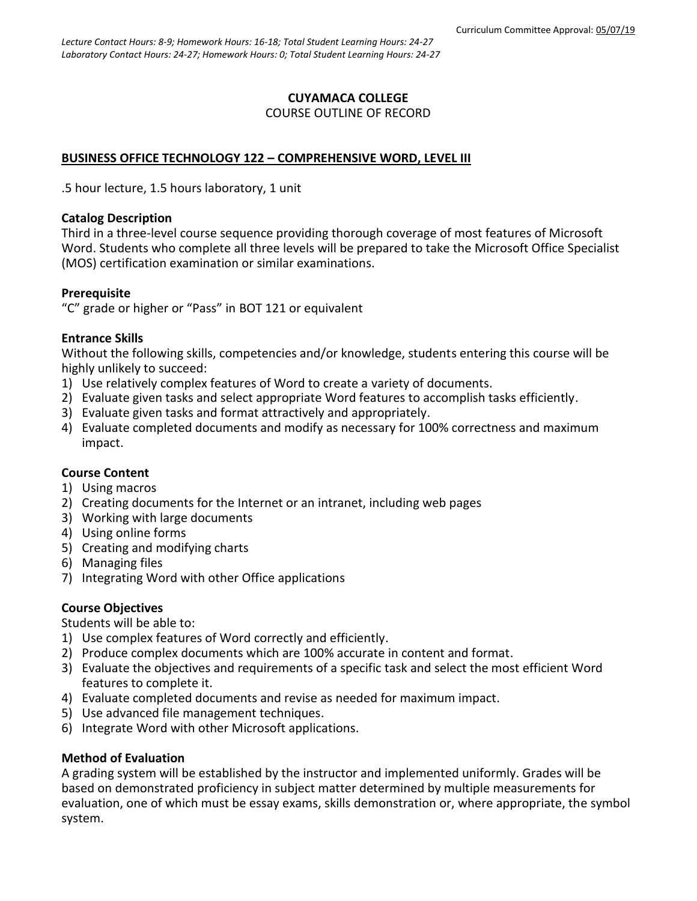Curriculum Committee Approval: 05/07/19

*Lecture Contact Hours: 8-9; Homework Hours: 16-18; Total Student Learning Hours: 24-27*
*Laboratory Contact Hours: 24-27; Homework Hours: 0; Total Student Learning Hours: 24-27*

**CUYAMACA COLLEGE**

COURSE OUTLINE OF RECORD

**BUSINESS OFFICE TECHNOLOGY 122 – COMPREHENSIVE WORD, LEVEL III**

.5 hour lecture, 1.5 hours laboratory, 1 unit

**Catalog Description**

Third in a three-level course sequence providing thorough coverage of most features of Microsoft Word. Students who complete all three levels will be prepared to take the Microsoft Office Specialist (MOS) certification examination or similar examinations.

**Prerequisite**

"C" grade or higher or "Pass" in BOT 121 or equivalent

**Entrance Skills**

Without the following skills, competencies and/or knowledge, students entering this course will be highly unlikely to succeed:

1) Use relatively complex features of Word to create a variety of documents.
2) Evaluate given tasks and select appropriate Word features to accomplish tasks efficiently.
3) Evaluate given tasks and format attractively and appropriately.
4) Evaluate completed documents and modify as necessary for 100% correctness and maximum impact.

**Course Content**

1) Using macros
2) Creating documents for the Internet or an intranet, including web pages
3) Working with large documents
4) Using online forms
5) Creating and modifying charts
6) Managing files
7) Integrating Word with other Office applications

**Course Objectives**

Students will be able to:

1) Use complex features of Word correctly and efficiently.
2) Produce complex documents which are 100% accurate in content and format.
3) Evaluate the objectives and requirements of a specific task and select the most efficient Word features to complete it.
4) Evaluate completed documents and revise as needed for maximum impact.
5) Use advanced file management techniques.
6) Integrate Word with other Microsoft applications.

**Method of Evaluation**

A grading system will be established by the instructor and implemented uniformly. Grades will be based on demonstrated proficiency in subject matter determined by multiple measurements for evaluation, one of which must be essay exams, skills demonstration or, where appropriate, the symbol system.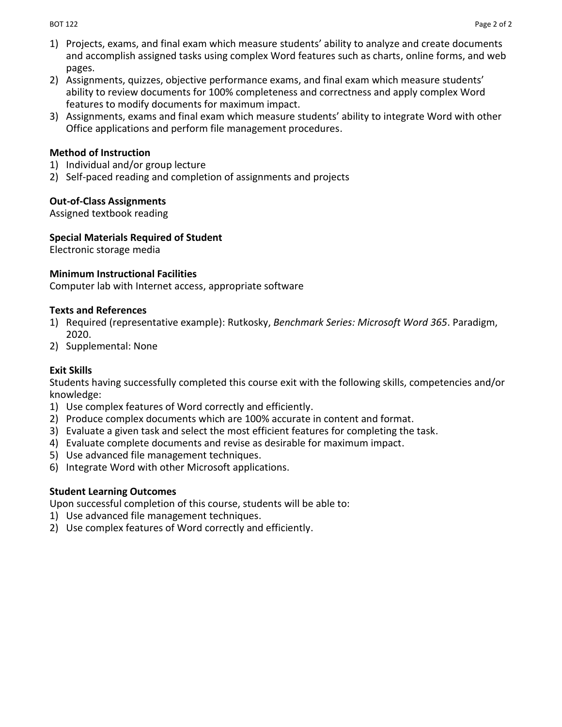1) Projects, exams, and final exam which measure students' ability to analyze and create documents and accomplish assigned tasks using complex Word features such as charts, online forms, and web pages.
2) Assignments, quizzes, objective performance exams, and final exam which measure students' ability to review documents for 100% completeness and correctness and apply complex Word features to modify documents for maximum impact.
3) Assignments, exams and final exam which measure students' ability to integrate Word with other Office applications and perform file management procedures.

**Method of Instruction**
1) Individual and/or group lecture
2) Self-paced reading and completion of assignments and projects

**Out-of-Class Assignments**
Assigned textbook reading

**Special Materials Required of Student**
Electronic storage media

**Minimum Instructional Facilities**
Computer lab with Internet access, appropriate software

**Texts and References**
1) Required (representative example): Rutkosky, *Benchmark Series: Microsoft Word 365*. Paradigm, 2020.
2) Supplemental: None

**Exit Skills**
Students having successfully completed this course exit with the following skills, competencies and/or knowledge:
1) Use complex features of Word correctly and efficiently.
2) Produce complex documents which are 100% accurate in content and format.
3) Evaluate a given task and select the most efficient features for completing the task.
4) Evaluate complete documents and revise as desirable for maximum impact.
5) Use advanced file management techniques.
6) Integrate Word with other Microsoft applications.

**Student Learning Outcomes**
Upon successful completion of this course, students will be able to:
1) Use advanced file management techniques.
2) Use complex features of Word correctly and efficiently.